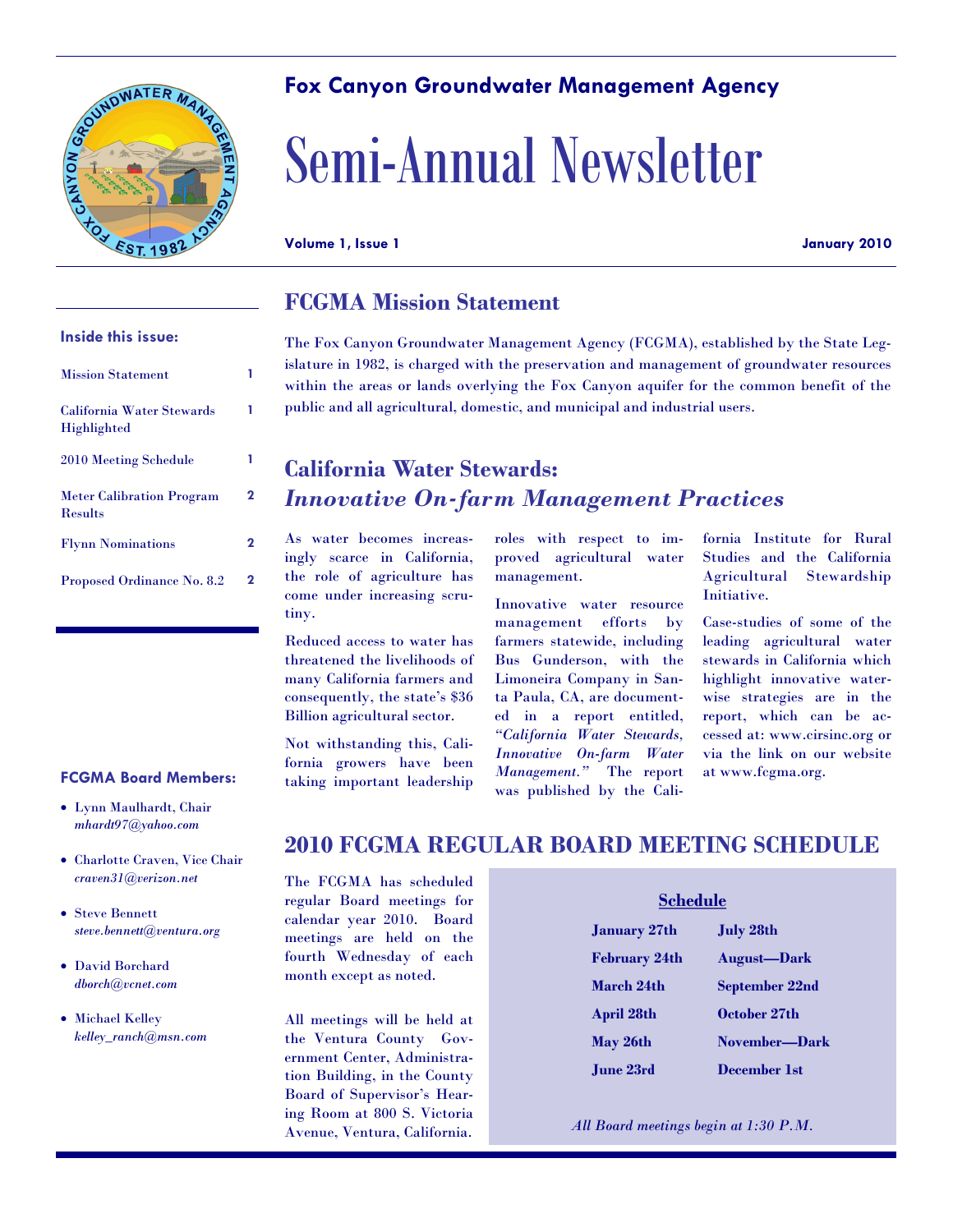# Fox Canyon Groundwater Management Agency

# Semi-Annual Newsletter

**Volume 1, Issue 1** **January 2010**

**Inside this issue:**

| | |
|---|---|
| Mission Statement | 1 |
| California Water Stewards Highlighted | 1 |
| 2010 Meeting Schedule | 1 |
| Meter Calibration Program Results | 2 |
| Flynn Nominations | 2 |
| Proposed Ordinance No. 8.2 | 2 |

## FCGMA Mission Statement

The Fox Canyon Groundwater Management Agency (FCGMA), established by the State Legislature in 1982, is charged with the preservation and management of groundwater resources within the areas or lands overlying the Fox Canyon aquifer for the common benefit of the public and all agricultural, domestic, and municipal and industrial users.

## California Water Stewards: *Innovative On-farm Management Practices*

As water becomes increasingly scarce in California, the role of agriculture has come under increasing scrutiny.

Reduced access to water has threatened the livelihoods of many California farmers and consequently, the state's $36 Billion agricultural sector.

Not withstanding this, California growers have been taking important leadership roles with respect to improved agricultural water management.

Innovative water resource management efforts by farmers statewide, including Bus Gunderson, with the Limoneira Company in Santa Paula, CA, are documented in a report entitled, *"California Water Stewards, Innovative On-farm Water Management."* The report was published by the California Institute for Rural Studies and the California Agricultural Stewardship Initiative.

Case-studies of some of the leading agricultural water stewards in California which highlight innovative water-wise strategies are in the report, which can be accessed at: www.cirsinc.org or via the link on our website at www.fcgma.org.

## 2010 FCGMA REGULAR BOARD MEETING SCHEDULE

The FCGMA has scheduled regular Board meetings for calendar year 2010. Board meetings are held on the fourth Wednesday of each month except as noted.

All meetings will be held at the Ventura County Government Center, Administration Building, in the County Board of Supervisor's Hearing Room at 800 S. Victoria Avenue, Ventura, California.

**Schedule**

| | |
|---|---|
| **January 27th** | **July 28th** |
| **February 24th** | **August—Dark** |
| **March 24th** | **September 22nd** |
| **April 28th** | **October 27th** |
| **May 26th** | **November—Dark** |
| **June 23rd** | **December 1st** |

*All Board meetings begin at 1:30 P.M.*

**FCGMA Board Members:**

- Lynn Maulhardt, Chair *mhardt97@yahoo.com*
- Charlotte Craven, Vice Chair *craven31@verizon.net*
- Steve Bennett *steve.bennett@ventura.org*
- David Borchard *dborch@vcnet.com*
- Michael Kelley *kelley_ranch@msn.com*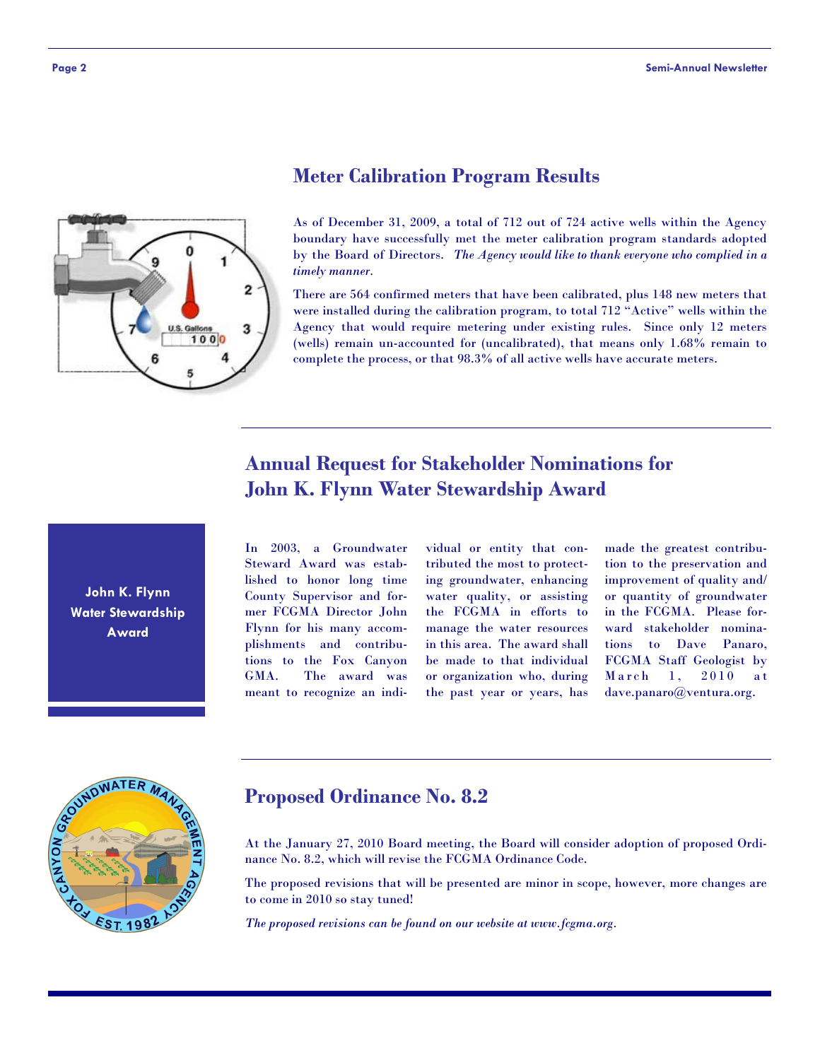## Meter Calibration Program Results

As of December 31, 2009, a total of 712 out of 724 active wells within the Agency boundary have successfully met the meter calibration program standards adopted by the Board of Directors. *The Agency would like to thank everyone who complied in a timely manner.*

There are 564 confirmed meters that have been calibrated, plus 148 new meters that were installed during the calibration program, to total 712 "Active" wells within the Agency that would require metering under existing rules. Since only 12 meters (wells) remain un-accounted for (uncalibrated), that means only 1.68% remain to complete the process, or that 98.3% of all active wells have accurate meters.

## Annual Request for Stakeholder Nominations for John K. Flynn Water Stewardship Award

**John K. Flynn Water Stewardship Award**

In 2003, a Groundwater Steward Award was established to honor long time County Supervisor and former FCGMA Director John Flynn for his many accomplishments and contributions to the Fox Canyon GMA. The award was meant to recognize an individual or entity that contributed the most to protecting groundwater, enhancing water quality, or assisting the FCGMA in efforts to manage the water resources in this area. The award shall be made to that individual or organization who, during the past year or years, has made the greatest contribution to the preservation and improvement of quality and/or quantity of groundwater in the FCGMA. Please forward stakeholder nominations to Dave Panaro, FCGMA Staff Geologist by March 1, 2010 at dave.panaro@ventura.org.

## Proposed Ordinance No. 8.2

At the January 27, 2010 Board meeting, the Board will consider adoption of proposed Ordinance No. 8.2, which will revise the FCGMA Ordinance Code.

The proposed revisions that will be presented are minor in scope, however, more changes are to come in 2010 so stay tuned!

*The proposed revisions can be found on our website at www.fcgma.org.*